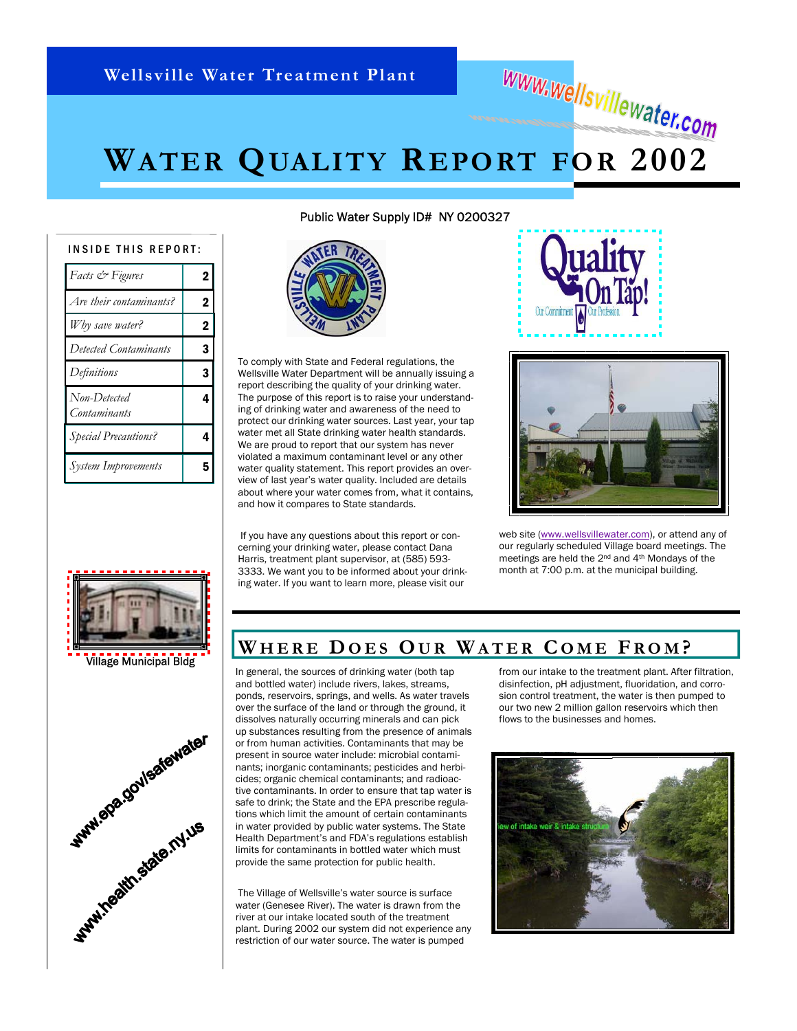Wellsville Water Treatment Plant

www.wellsvillewater.com

# Water Quality Report for 2002

Public Water Supply ID# NY 0200327

**INSIDE THIS REPORT:**

| | |
|---|---|
| *Facts & Figures* | 2 |
| *Are their contaminants?* | 2 |
| *Why save water?* | 2 |
| *Detected Contaminants* | 3 |
| *Definitions* | 3 |
| *Non-Detected Contaminants* | 4 |
| *Special Precautions?* | 4 |
| *System Improvements* | 5 |

To comply with State and Federal regulations, the Wellsville Water Department will be annually issuing a report describing the quality of your drinking water. The purpose of this report is to raise your understanding of drinking water and awareness of the need to protect our drinking water sources. Last year, your tap water met all State drinking water health standards. We are proud to report that our system has never violated a maximum contaminant level or any other water quality statement. This report provides an overview of last year's water quality. Included are details about where your water comes from, what it contains, and how it compares to State standards.

If you have any questions about this report or concerning your drinking water, please contact Dana Harris, treatment plant supervisor, at (585) 593-3333. We want you to be informed about your drinking water. If you want to learn more, please visit our web site (www.wellsvillewater.com), or attend any of our regularly scheduled Village board meetings. The meetings are held the 2nd and 4th Mondays of the month at 7:00 p.m. at the municipal building.

Quality On Tap! Our Commitment Our Profession

Village Municipal Bldg

www.epa.gov/safewater

www.health.state.ny.us

## Where Does Our Water Come From?

In general, the sources of drinking water (both tap and bottled water) include rivers, lakes, streams, ponds, reservoirs, springs, and wells. As water travels over the surface of the land or through the ground, it dissolves naturally occurring minerals and can pick up substances resulting from the presence of animals or from human activities. Contaminants that may be present in source water include: microbial contaminants; inorganic contaminants; pesticides and herbicides; organic chemical contaminants; and radioactive contaminants. In order to ensure that tap water is safe to drink; the State and the EPA prescribe regulations which limit the amount of certain contaminants in water provided by public water systems. The State Health Department's and FDA's regulations establish limits for contaminants in bottled water which must provide the same protection for public health.

The Village of Wellsville's water source is surface water (Genesee River). The water is drawn from the river at our intake located south of the treatment plant. During 2002 our system did not experience any restriction of our water source. The water is pumped from our intake to the treatment plant. After filtration, disinfection, pH adjustment, fluoridation, and corrosion control treatment, the water is then pumped to our two new 2 million gallon reservoirs which then flows to the businesses and homes.

View of intake weir & intake structure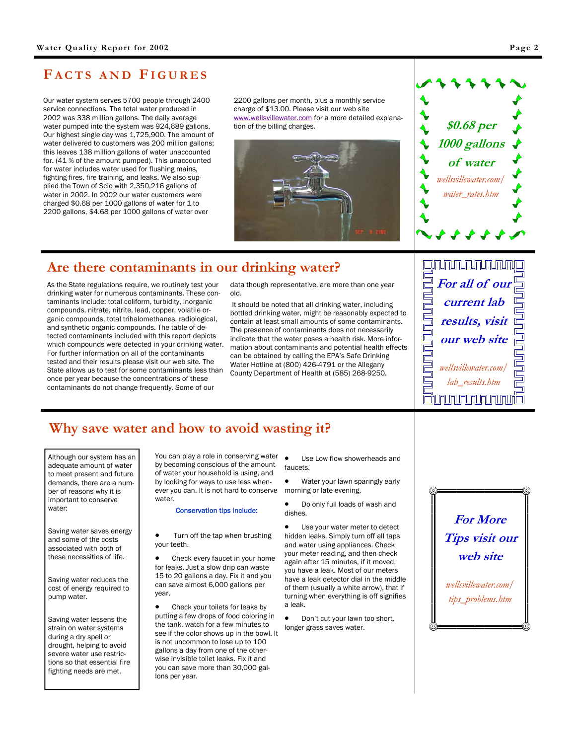## FACTS AND FIGURES

Our water system serves 5700 people through 2400 service connections. The total water produced in 2002 was 338 million gallons. The daily average water pumped into the system was 924,689 gallons. Our highest single day was 1,725,900. The amount of water delivered to customers was 200 million gallons; this leaves 138 million gallons of water unaccounted for. (41 % of the amount pumped). This unaccounted for water includes water used for flushing mains, fighting fires, fire training, and leaks. We also supplied the Town of Scio with 2,350,216 gallons of water in 2002. In 2002 our water customers were charged $0.68 per 1000 gallons of water for 1 to 2200 gallons, $4.68 per 1000 gallons of water over 2200 gallons per month, plus a monthly service charge of $13.00. Please visit our web site www.wellsvillewater.com for a more detailed explanation of the billing charges.

*$0.68 per 1000 gallons of water*

*wellsvillewater.com/ water_rates.htm*

## Are there contaminants in our drinking water?

As the State regulations require, we routinely test your drinking water for numerous contaminants. These contaminants include: total coliform, turbidity, inorganic compounds, nitrate, nitrite, lead, copper, volatile organic compounds, total trihalomethanes, radiological, and synthetic organic compounds. The table of detected contaminants included with this report depicts which compounds were detected in your drinking water. For further information on all of the contaminants tested and their results please visit our web site. The State allows us to test for some contaminants less than once per year because the concentrations of these contaminants do not change frequently. Some of our data though representative, are more than one year old.

It should be noted that all drinking water, including bottled drinking water, might be reasonably expected to contain at least small amounts of some contaminants. The presence of contaminants does not necessarily indicate that the water poses a health risk. More information about contaminants and potential health effects can be obtained by calling the EPA's Safe Drinking Water Hotline at (800) 426-4791 or the Allegany County Department of Health at (585) 268-9250.

***For all of our current lab results, visit our web site***

*wellsvillewater.com/ lab_results.htm*

## Why save water and how to avoid wasting it?

Although our system has an adequate amount of water to meet present and future demands, there are a number of reasons why it is important to conserve water:

Saving water saves energy and some of the costs associated with both of these necessities of life.

Saving water reduces the cost of energy required to pump water.

Saving water lessens the strain on water systems during a dry spell or drought, helping to avoid severe water use restrictions so that essential fire fighting needs are met.

You can play a role in conserving water by becoming conscious of the amount of water your household is using, and by looking for ways to use less whenever you can. It is not hard to conserve water.

**Conservation tips include:**

- Turn off the tap when brushing your teeth.
- Check every faucet in your home for leaks. Just a slow drip can waste 15 to 20 gallons a day. Fix it and you can save almost 6,000 gallons per year.
- Check your toilets for leaks by putting a few drops of food coloring in the tank, watch for a few minutes to see if the color shows up in the bowl. It is not uncommon to lose up to 100 gallons a day from one of the otherwise invisible toilet leaks. Fix it and you can save more than 30,000 gallons per year.
- Use Low flow showerheads and faucets.
- Water your lawn sparingly early morning or late evening.
- Do only full loads of wash and dishes.
- Use your water meter to detect hidden leaks. Simply turn off all taps and water using appliances. Check your meter reading, and then check again after 15 minutes, if it moved, you have a leak. Most of our meters have a leak detector dial in the middle of them (usually a white arrow), that if turning when everything is off signifies a leak.
- Don't cut your lawn too short, longer grass saves water.

***For More Tips visit our web site***

*wellsvillewater.com/ tips_problems.htm*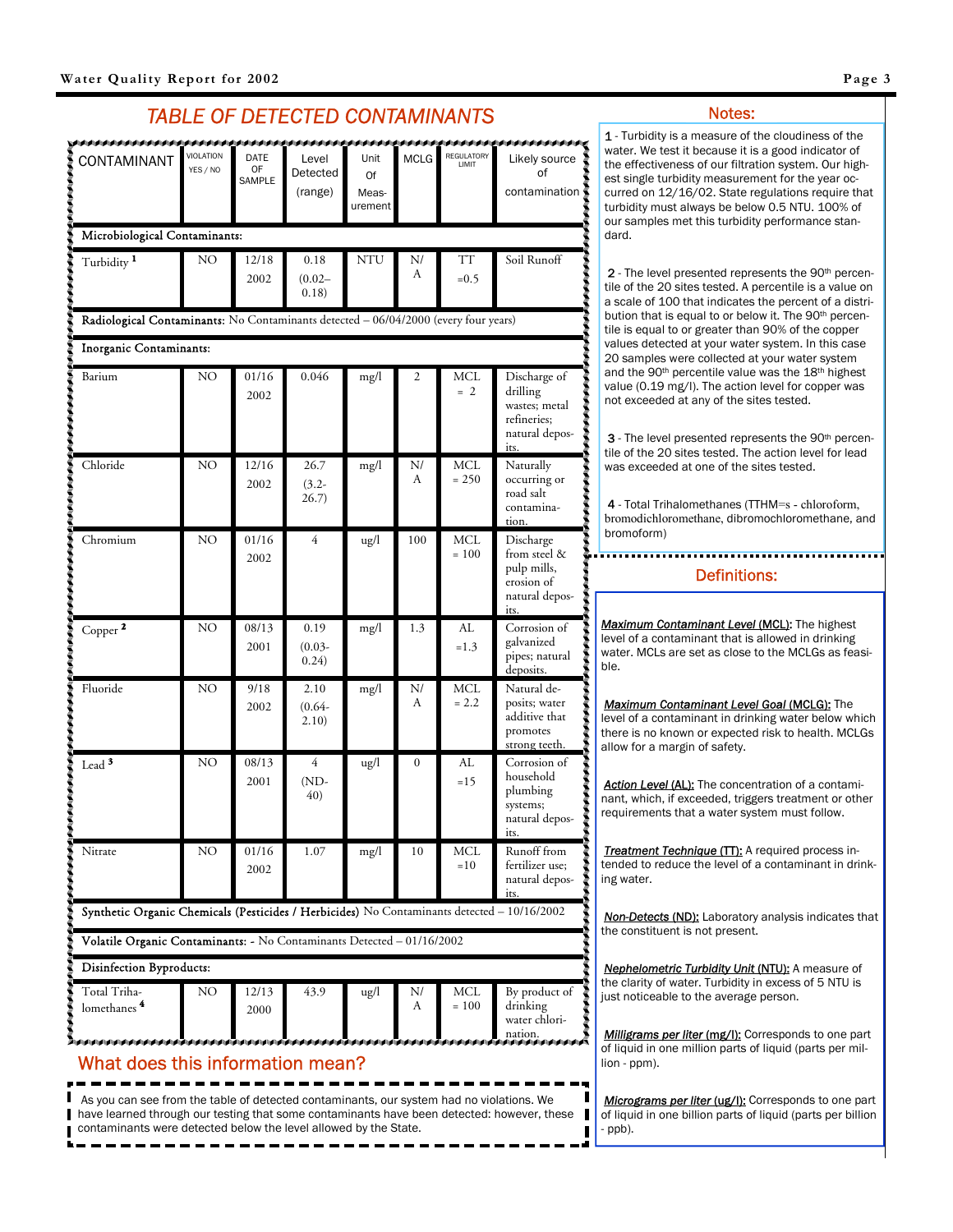## TABLE OF DETECTED CONTAMINANTS

| CONTAMINANT | VIOLATION YES / NO | DATE OF SAMPLE | Level Detected (range) | Unit Of Measurement | MCLG | REGULATORY LIMIT | Likely source of contamination |
|---|---|---|---|---|---|---|---|
| **Microbiological Contaminants:** | | | | | | | |
| Turbidity [1] | NO | 12/18 2002 | 0.18 (0.02–0.18) | NTU | N/A | TT =0.5 | Soil Runoff |
| **Radiological Contaminants:** No Contaminants detected – 06/04/2000 (every four years) | | | | | | | |
| **Inorganic Contaminants:** | | | | | | | |
| Barium | NO | 01/16 2002 | 0.046 | mg/l | 2 | MCL = 2 | Discharge of drilling wastes; metal refineries; natural deposits. |
| Chloride | NO | 12/16 2002 | 26.7 (3.2-26.7) | mg/l | N/A | MCL = 250 | Naturally occurring or road salt contamination. |
| Chromium | NO | 01/16 2002 | 4 | ug/l | 100 | MCL = 100 | Discharge from steel & pulp mills, erosion of natural deposits. |
| Copper [2] | NO | 08/13 2001 | 0.19 (0.03-0.24) | mg/l | 1.3 | AL =1.3 | Corrosion of galvanized pipes; natural deposits. |
| Fluoride | NO | 9/18 2002 | 2.10 (0.64-2.10) | mg/l | N/A | MCL = 2.2 | Natural deposits; water additive that promotes strong teeth. |
| Lead [3] | NO | 08/13 2001 | 4 (ND-40) | ug/l | 0 | AL =15 | Corrosion of household plumbing systems; natural deposits. |
| Nitrate | NO | 01/16 2002 | 1.07 | mg/l | 10 | MCL =10 | Runoff from fertilizer use; natural deposits. |
| **Synthetic Organic Chemicals (Pesticides / Herbicides)** No Contaminants detected – 10/16/2002 | | | | | | | |
| **Volatile Organic Contaminants:** - No Contaminants Detected – 01/16/2002 | | | | | | | |
| **Disinfection Byproducts:** | | | | | | | |
| Total Trihalomethanes [4] | NO | 12/13 2000 | 43.9 | ug/l | N/A | MCL = 100 | By product of drinking water chlorination. |

## What does this information mean?

As you can see from the table of detected contaminants, our system had no violations. We have learned through our testing that some contaminants have been detected: however, these contaminants were detected below the level allowed by the State.

## Notes:

**1** - Turbidity is a measure of the cloudiness of the water. We test it because it is a good indicator of the effectiveness of our filtration system. Our highest single turbidity measurement for the year occurred on 12/16/02. State regulations require that turbidity must always be below 0.5 NTU. 100% of our samples met this turbidity performance standard.

**2** - The level presented represents the 90th percentile of the 20 sites tested. A percentile is a value on a scale of 100 that indicates the percent of a distribution that is equal to or below it. The 90th percentile is equal to or greater than 90% of the copper values detected at your water system. In this case 20 samples were collected at your water system and the 90th percentile value was the 18th highest value (0.19 mg/l). The action level for copper was not exceeded at any of the sites tested.

**3** - The level presented represents the 90th percentile of the 20 sites tested. The action level for lead was exceeded at one of the sites tested.

**4** - Total Trihalomethanes (TTHM=s - chloroform, bromodichloromethane, dibromochloromethane, and bromoform)

## Definitions:

***Maximum Contaminant Level* (MCL):** The highest level of a contaminant that is allowed in drinking water. MCLs are set as close to the MCLGs as feasible.

***Maximum Contaminant Level Goal* (MCLG):** The level of a contaminant in drinking water below which there is no known or expected risk to health. MCLGs allow for a margin of safety.

***Action Level* (AL):** The concentration of a contaminant, which, if exceeded, triggers treatment or other requirements that a water system must follow.

***Treatment Technique* (TT):** A required process intended to reduce the level of a contaminant in drinking water.

***Non-Detects* (ND):** Laboratory analysis indicates that the constituent is not present.

***Nephelometric Turbidity Unit* (NTU):** A measure of the clarity of water. Turbidity in excess of 5 NTU is just noticeable to the average person.

***Milligrams per liter* (mg/l):** Corresponds to one part of liquid in one million parts of liquid (parts per million - ppm).

***Micrograms per liter* (ug/l):** Corresponds to one part of liquid in one billion parts of liquid (parts per billion - ppb).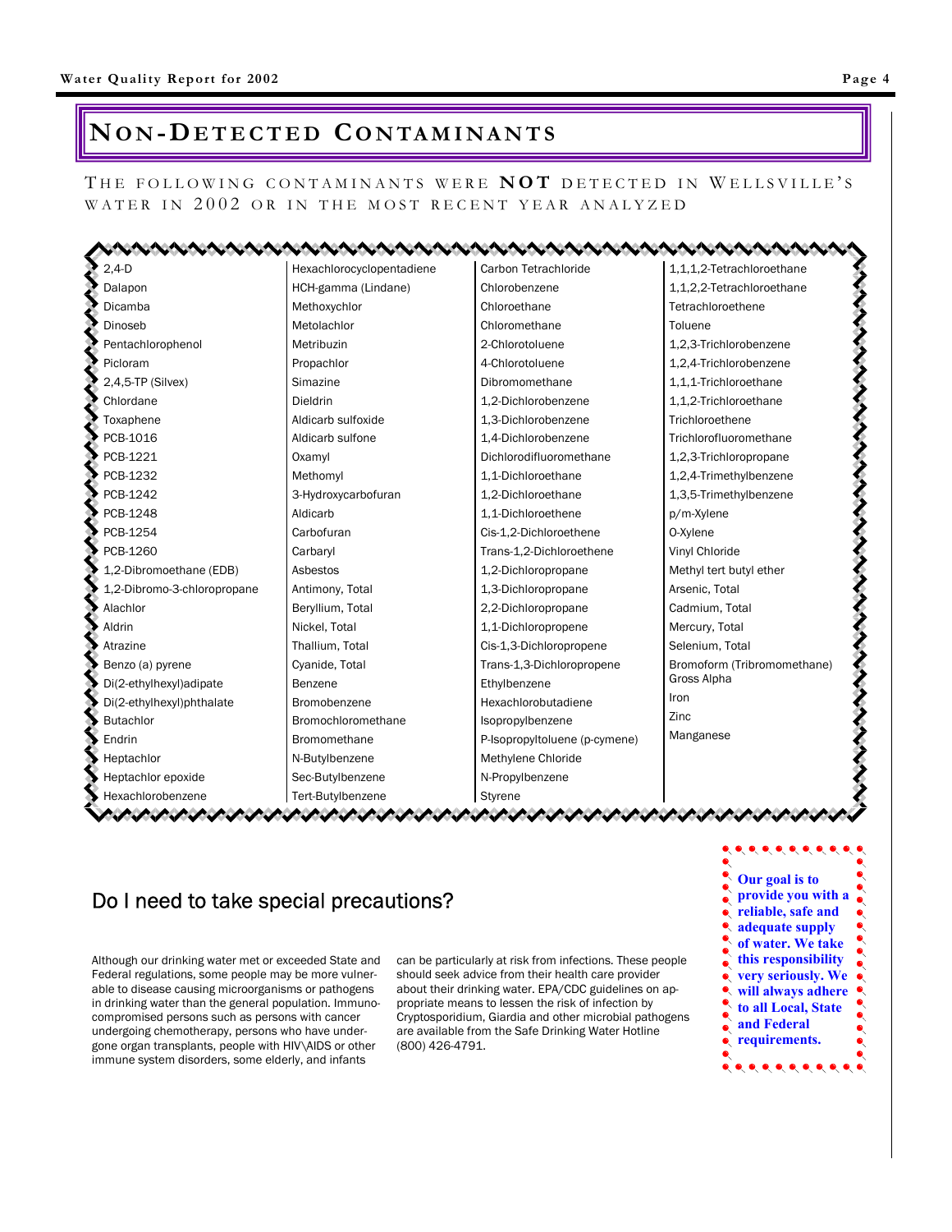# Non-Detected Contaminants

THE FOLLOWING CONTAMINANTS WERE **NOT** DETECTED IN WELLSVILLE'S WATER IN 2002 OR IN THE MOST RECENT YEAR ANALYZED

| | | | |
|---|---|---|---|
| 2,4-D | Hexachlorocyclopentadiene | Carbon Tetrachloride | 1,1,1,2-Tetrachloroethane |
| Dalapon | HCH-gamma (Lindane) | Chlorobenzene | 1,1,2,2-Tetrachloroethane |
| Dicamba | Methoxychlor | Chloroethane | Tetrachloroethene |
| Dinoseb | Metolachlor | Chloromethane | Toluene |
| Pentachlorophenol | Metribuzin | 2-Chlorotoluene | 1,2,3-Trichlorobenzene |
| Picloram | Propachlor | 4-Chlorotoluene | 1,2,4-Trichlorobenzene |
| 2,4,5-TP (Silvex) | Simazine | Dibromomethane | 1,1,1-Trichloroethane |
| Chlordane | Dieldrin | 1,2-Dichlorobenzene | 1,1,2-Trichloroethane |
| Toxaphene | Aldicarb sulfoxide | 1,3-Dichlorobenzene | Trichloroethene |
| PCB-1016 | Aldicarb sulfone | 1,4-Dichlorobenzene | Trichlorofluoromethane |
| PCB-1221 | Oxamyl | Dichlorodifluoromethane | 1,2,3-Trichloropropane |
| PCB-1232 | Methomyl | 1,1-Dichloroethane | 1,2,4-Trimethylbenzene |
| PCB-1242 | 3-Hydroxycarbofuran | 1,2-Dichloroethane | 1,3,5-Trimethylbenzene |
| PCB-1248 | Aldicarb | 1,1-Dichloroethene | p/m-Xylene |
| PCB-1254 | Carbofuran | Cis-1,2-Dichloroethene | O-Xylene |
| PCB-1260 | Carbaryl | Trans-1,2-Dichloroethene | Vinyl Chloride |
| 1,2-Dibromoethane (EDB) | Asbestos | 1,2-Dichloropropane | Methyl tert butyl ether |
| 1,2-Dibromo-3-chloropropane | Antimony, Total | 1,3-Dichloropropane | Arsenic, Total |
| Alachlor | Beryllium, Total | 2,2-Dichloropropane | Cadmium, Total |
| Aldrin | Nickel, Total | 1,1-Dichloropropene | Mercury, Total |
| Atrazine | Thallium, Total | Cis-1,3-Dichloropropene | Selenium, Total |
| Benzo (a) pyrene | Cyanide, Total | Trans-1,3-Dichloropropene | Bromoform (Tribromomethane) |
| Di(2-ethylhexyl)adipate | Benzene | Ethylbenzene | Gross Alpha |
| Di(2-ethylhexyl)phthalate | Bromobenzene | Hexachlorobutadiene | Iron |
| Butachlor | Bromochloromethane | Isopropylbenzene | Zinc |
| Endrin | Bromomethane | P-Isopropyltoluene (p-cymene) | Manganese |
| Heptachlor | N-Butylbenzene | Methylene Chloride | |
| Heptachlor epoxide | Sec-Butylbenzene | N-Propylbenzene | |
| Hexachlorobenzene | Tert-Butylbenzene | Styrene | |

## Do I need to take special precautions?

Although our drinking water met or exceeded State and Federal regulations, some people may be more vulnerable to disease causing microorganisms or pathogens in drinking water than the general population. Immuno-compromised persons such as persons with cancer undergoing chemotherapy, persons who have undergone organ transplants, people with HIV\AIDS or other immune system disorders, some elderly, and infants can be particularly at risk from infections. These people should seek advice from their health care provider about their drinking water. EPA/CDC guidelines on appropriate means to lessen the risk of infection by Cryptosporidium, Giardia and other microbial pathogens are available from the Safe Drinking Water Hotline (800) 426-4791.

**Our goal is to provide you with a reliable, safe and adequate supply of water. We take this responsibility very seriously. We will always adhere to all Local, State and Federal requirements.**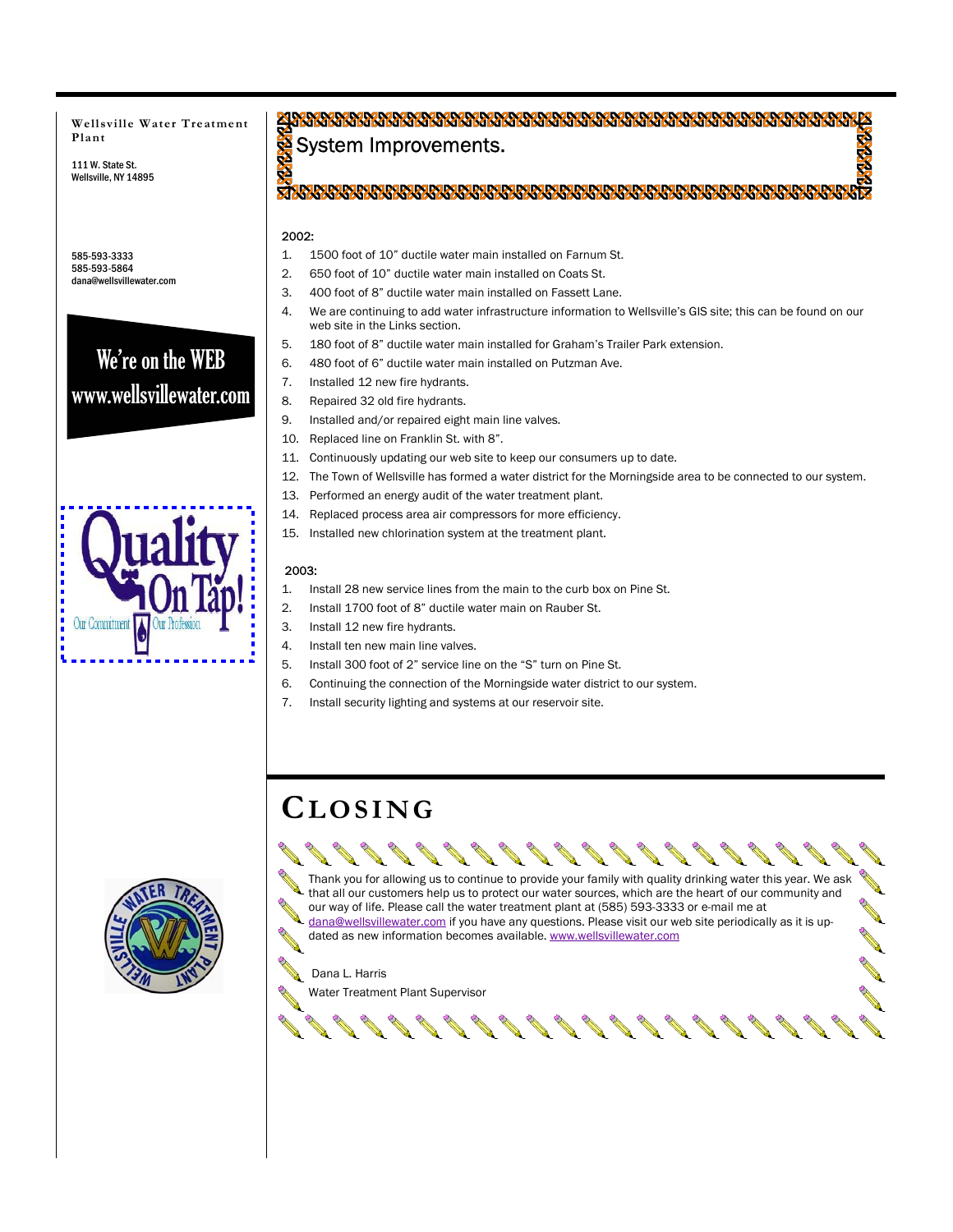**Wellsville Water Treatment Plant**

111 W. State St.
Wellsville, NY 14895

585-593-3333
585-593-5864
dana@wellsvillewater.com

**We're on the WEB**
**www.wellsvillewater.com**

## System Improvements.

2002:

1. 1500 foot of 10" ductile water main installed on Farnum St.
2. 650 foot of 10" ductile water main installed on Coats St.
3. 400 foot of 8" ductile water main installed on Fassett Lane.
4. We are continuing to add water infrastructure information to Wellsville's GIS site; this can be found on our web site in the Links section.
5. 180 foot of 8" ductile water main installed for Graham's Trailer Park extension.
6. 480 foot of 6" ductile water main installed on Putzman Ave.
7. Installed 12 new fire hydrants.
8. Repaired 32 old fire hydrants.
9. Installed and/or repaired eight main line valves.
10. Replaced line on Franklin St. with 8".
11. Continuously updating our web site to keep our consumers up to date.
12. The Town of Wellsville has formed a water district for the Morningside area to be connected to our system.
13. Performed an energy audit of the water treatment plant.
14. Replaced process area air compressors for more efficiency.
15. Installed new chlorination system at the treatment plant.

2003:

1. Install 28 new service lines from the main to the curb box on Pine St.
2. Install 1700 foot of 8" ductile water main on Rauber St.
3. Install 12 new fire hydrants.
4. Install ten new main line valves.
5. Install 300 foot of 2" service line on the "S" turn on Pine St.
6. Continuing the connection of the Morningside water district to our system.
7. Install security lighting and systems at our reservoir site.

## Closing

Thank you for allowing us to continue to provide your family with quality drinking water this year. We ask that all our customers help us to protect our water sources, which are the heart of our community and our way of life. Please call the water treatment plant at (585) 593-3333 or e-mail me at dana@wellsvillewater.com if you have any questions. Please visit our web site periodically as it is updated as new information becomes available. www.wellsvillewater.com

Dana L. Harris
Water Treatment Plant Supervisor